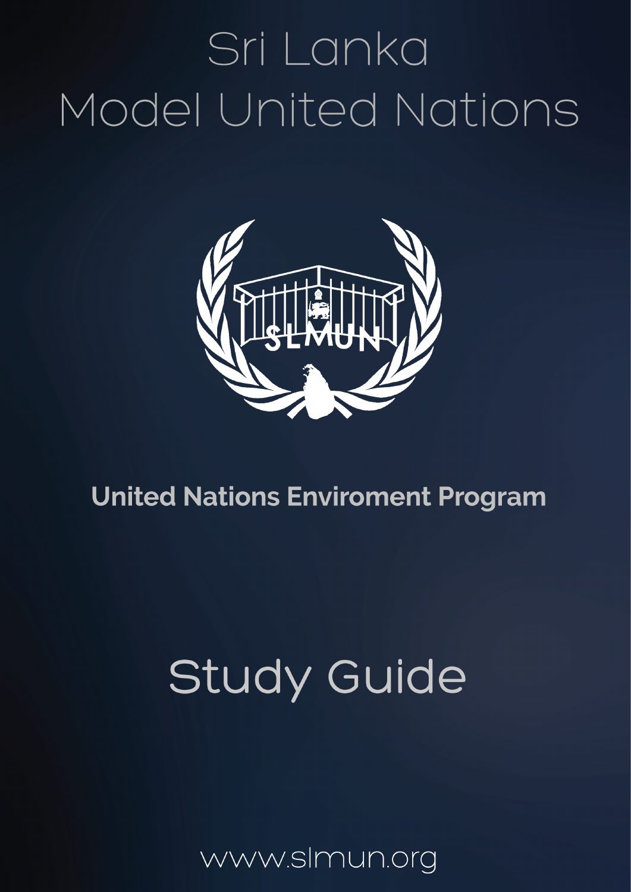# Sri Lanka Model United Nations

## United Nations Enviroment Program

# Study Guide

www.slmun.org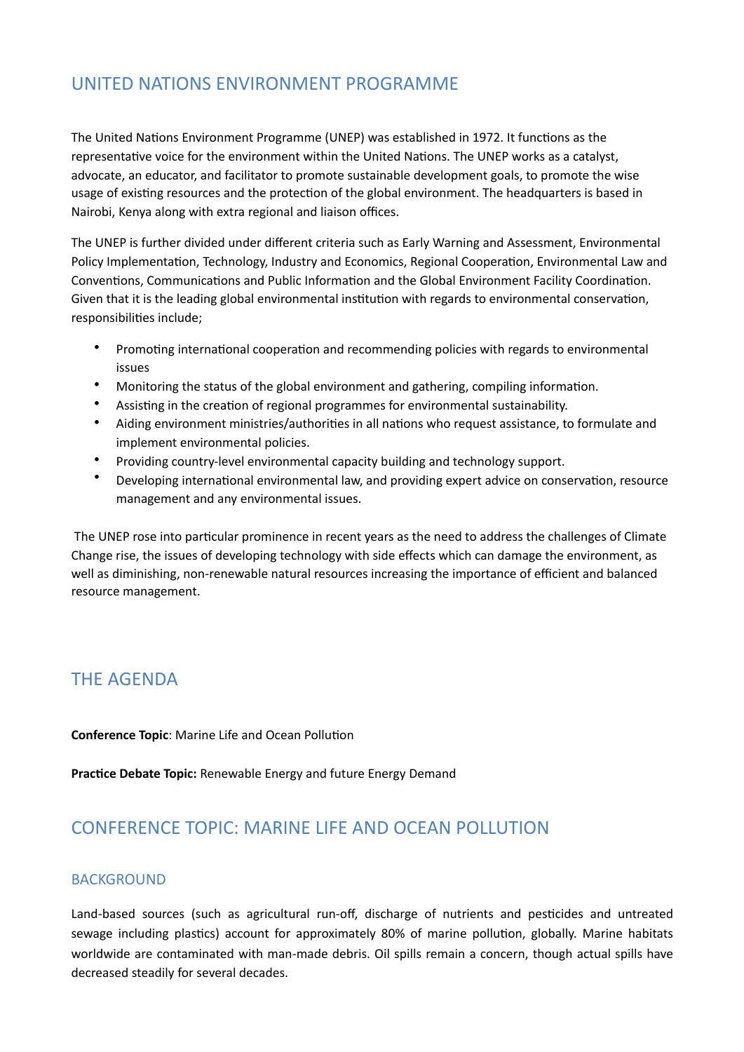## UNITED NATIONS ENVIRONMENT PROGRAMME

The United Nations Environment Programme (UNEP) was established in 1972. It functions as the representative voice for the environment within the United Nations. The UNEP works as a catalyst, advocate, an educator, and facilitator to promote sustainable development goals, to promote the wise usage of existing resources and the protection of the global environment. The headquarters is based in Nairobi, Kenya along with extra regional and liaison offices.

The UNEP is further divided under different criteria such as Early Warning and Assessment, Environmental Policy Implementation, Technology, Industry and Economics, Regional Cooperation, Environmental Law and Conventions, Communications and Public Information and the Global Environment Facility Coordination. Given that it is the leading global environmental institution with regards to environmental conservation, responsibilities include;

- Promoting international cooperation and recommending policies with regards to environmental issues
- Monitoring the status of the global environment and gathering, compiling information.
- Assisting in the creation of regional programmes for environmental sustainability.
- Aiding environment ministries/authorities in all nations who request assistance, to formulate and implement environmental policies.
- Providing country-level environmental capacity building and technology support.
- Developing international environmental law, and providing expert advice on conservation, resource management and any environmental issues.

The UNEP rose into particular prominence in recent years as the need to address the challenges of Climate Change rise, the issues of developing technology with side effects which can damage the environment, as well as diminishing, non-renewable natural resources increasing the importance of efficient and balanced resource management.

## THE AGENDA

**Conference Topic**: Marine Life and Ocean Pollution

**Practice Debate Topic:** Renewable Energy and future Energy Demand

## CONFERENCE TOPIC: MARINE LIFE AND OCEAN POLLUTION

### BACKGROUND

Land-based sources (such as agricultural run-off, discharge of nutrients and pesticides and untreated sewage including plastics) account for approximately 80% of marine pollution, globally. Marine habitats worldwide are contaminated with man-made debris. Oil spills remain a concern, though actual spills have decreased steadily for several decades.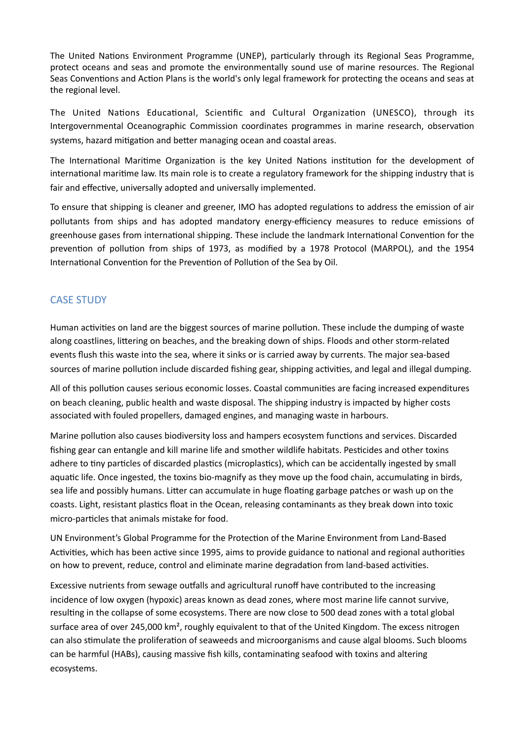The United Nations Environment Programme (UNEP), particularly through its Regional Seas Programme, protect oceans and seas and promote the environmentally sound use of marine resources. The Regional Seas Conventions and Action Plans is the world's only legal framework for protecting the oceans and seas at the regional level.

The United Nations Educational, Scientific and Cultural Organization (UNESCO), through its Intergovernmental Oceanographic Commission coordinates programmes in marine research, observation systems, hazard mitigation and better managing ocean and coastal areas.

The International Maritime Organization is the key United Nations institution for the development of international maritime law. Its main role is to create a regulatory framework for the shipping industry that is fair and effective, universally adopted and universally implemented.

To ensure that shipping is cleaner and greener, IMO has adopted regulations to address the emission of air pollutants from ships and has adopted mandatory energy-efficiency measures to reduce emissions of greenhouse gases from international shipping. These include the landmark International Convention for the prevention of pollution from ships of 1973, as modified by a 1978 Protocol (MARPOL), and the 1954 International Convention for the Prevention of Pollution of the Sea by Oil.

## CASE STUDY

Human activities on land are the biggest sources of marine pollution. These include the dumping of waste along coastlines, littering on beaches, and the breaking down of ships. Floods and other storm-related events flush this waste into the sea, where it sinks or is carried away by currents. The major sea-based sources of marine pollution include discarded fishing gear, shipping activities, and legal and illegal dumping.

All of this pollution causes serious economic losses. Coastal communities are facing increased expenditures on beach cleaning, public health and waste disposal. The shipping industry is impacted by higher costs associated with fouled propellers, damaged engines, and managing waste in harbours.

Marine pollution also causes biodiversity loss and hampers ecosystem functions and services. Discarded fishing gear can entangle and kill marine life and smother wildlife habitats. Pesticides and other toxins adhere to tiny particles of discarded plastics (microplastics), which can be accidentally ingested by small aquatic life. Once ingested, the toxins bio-magnify as they move up the food chain, accumulating in birds, sea life and possibly humans. Litter can accumulate in huge floating garbage patches or wash up on the coasts. Light, resistant plastics float in the Ocean, releasing contaminants as they break down into toxic micro-particles that animals mistake for food.

UN Environment's Global Programme for the Protection of the Marine Environment from Land-Based Activities, which has been active since 1995, aims to provide guidance to national and regional authorities on how to prevent, reduce, control and eliminate marine degradation from land-based activities.

Excessive nutrients from sewage outfalls and agricultural runoff have contributed to the increasing incidence of low oxygen (hypoxic) areas known as dead zones, where most marine life cannot survive, resulting in the collapse of some ecosystems. There are now close to 500 dead zones with a total global surface area of over 245,000 km$^2$, roughly equivalent to that of the United Kingdom. The excess nitrogen can also stimulate the proliferation of seaweeds and microorganisms and cause algal blooms. Such blooms can be harmful (HABs), causing massive fish kills, contaminating seafood with toxins and altering ecosystems.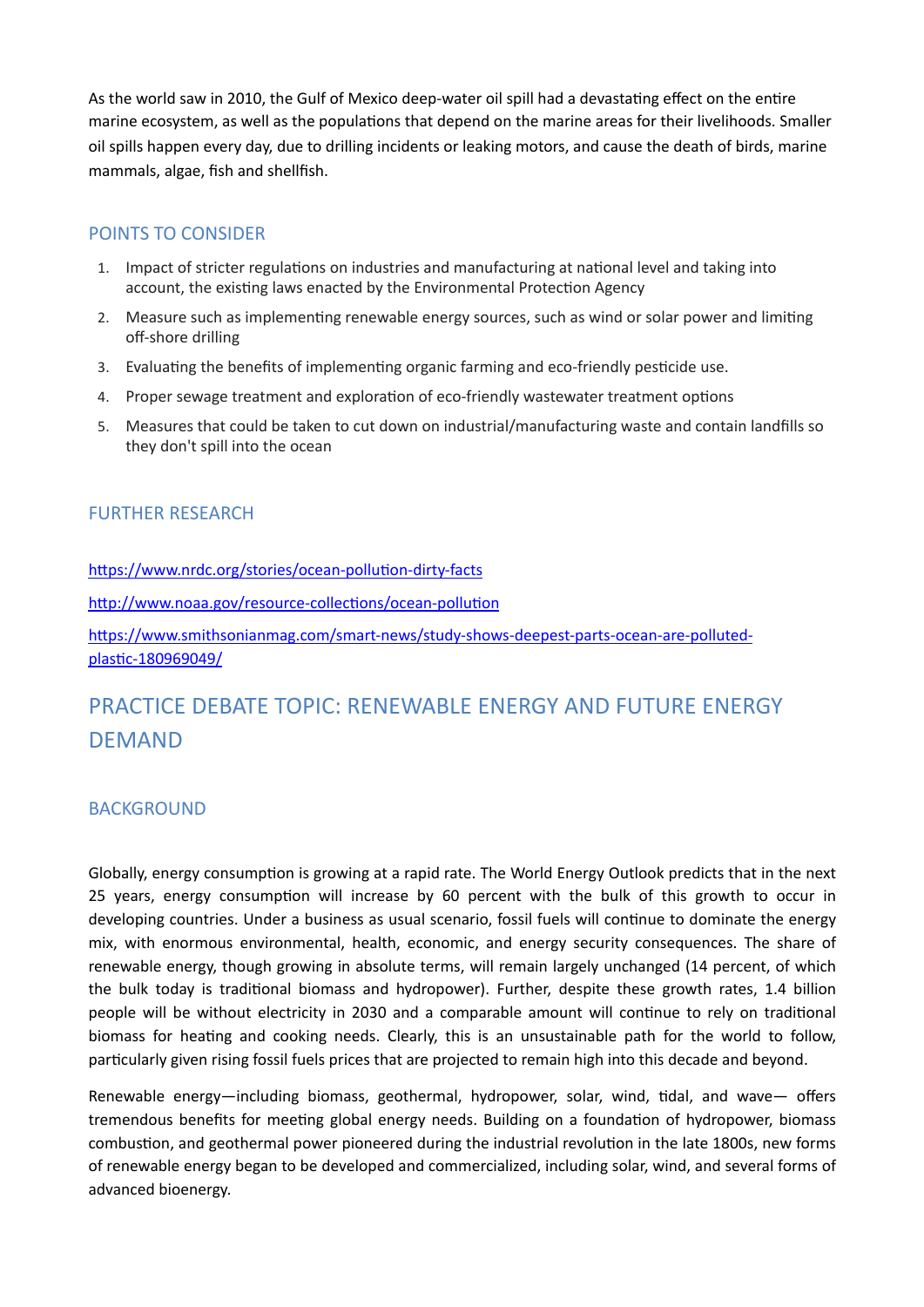As the world saw in 2010, the Gulf of Mexico deep-water oil spill had a devastating effect on the entire marine ecosystem, as well as the populations that depend on the marine areas for their livelihoods. Smaller oil spills happen every day, due to drilling incidents or leaking motors, and cause the death of birds, marine mammals, algae, fish and shellfish.

### POINTS TO CONSIDER

1. Impact of stricter regulations on industries and manufacturing at national level and taking into account, the existing laws enacted by the Environmental Protection Agency
2. Measure such as implementing renewable energy sources, such as wind or solar power and limiting off-shore drilling
3. Evaluating the benefits of implementing organic farming and eco-friendly pesticide use.
4. Proper sewage treatment and exploration of eco-friendly wastewater treatment options
5. Measures that could be taken to cut down on industrial/manufacturing waste and contain landfills so they don't spill into the ocean

### FURTHER RESEARCH

https://www.nrdc.org/stories/ocean-pollution-dirty-facts

http://www.noaa.gov/resource-collections/ocean-pollution

https://www.smithsonianmag.com/smart-news/study-shows-deepest-parts-ocean-are-polluted-plastic-180969049/

## PRACTICE DEBATE TOPIC: RENEWABLE ENERGY AND FUTURE ENERGY DEMAND

### BACKGROUND

Globally, energy consumption is growing at a rapid rate. The World Energy Outlook predicts that in the next 25 years, energy consumption will increase by 60 percent with the bulk of this growth to occur in developing countries. Under a business as usual scenario, fossil fuels will continue to dominate the energy mix, with enormous environmental, health, economic, and energy security consequences. The share of renewable energy, though growing in absolute terms, will remain largely unchanged (14 percent, of which the bulk today is traditional biomass and hydropower). Further, despite these growth rates, 1.4 billion people will be without electricity in 2030 and a comparable amount will continue to rely on traditional biomass for heating and cooking needs. Clearly, this is an unsustainable path for the world to follow, particularly given rising fossil fuels prices that are projected to remain high into this decade and beyond.

Renewable energy—including biomass, geothermal, hydropower, solar, wind, tidal, and wave— offers tremendous benefits for meeting global energy needs. Building on a foundation of hydropower, biomass combustion, and geothermal power pioneered during the industrial revolution in the late 1800s, new forms of renewable energy began to be developed and commercialized, including solar, wind, and several forms of advanced bioenergy.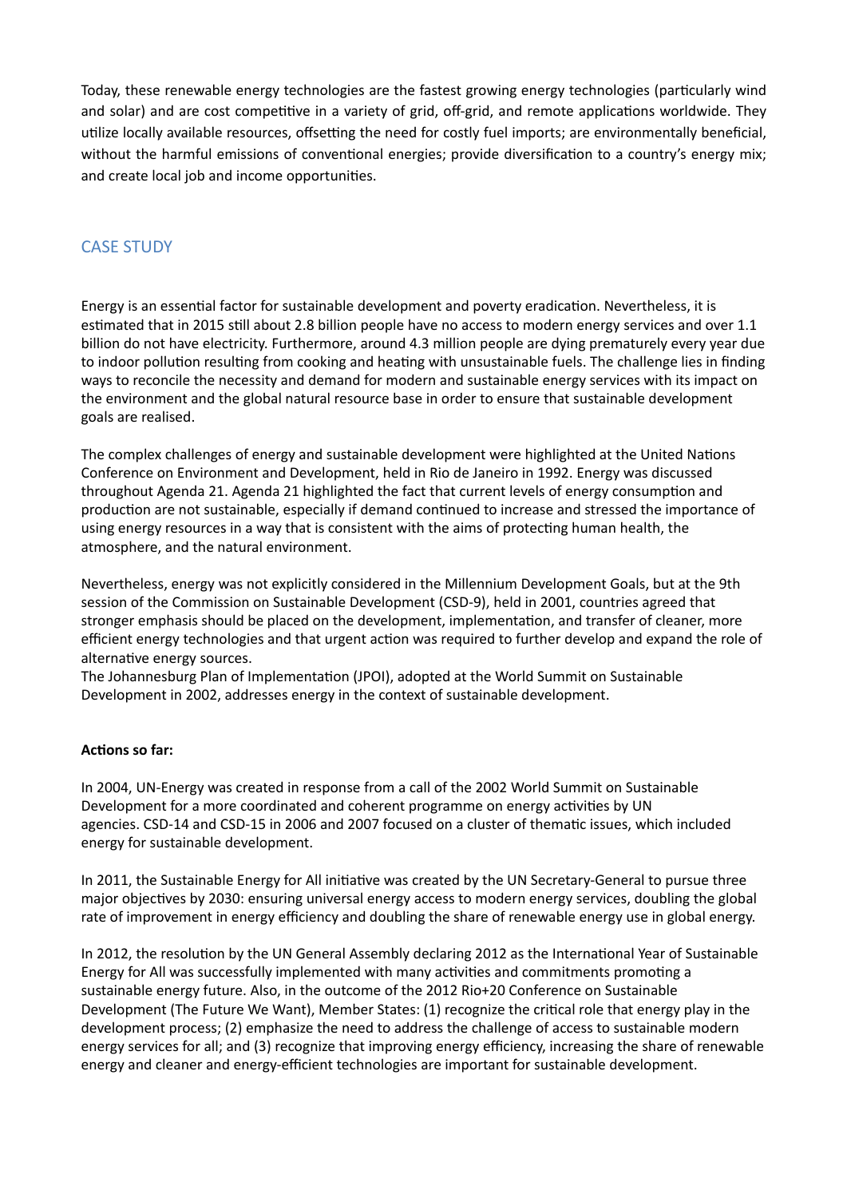Today, these renewable energy technologies are the fastest growing energy technologies (particularly wind and solar) and are cost competitive in a variety of grid, off-grid, and remote applications worldwide. They utilize locally available resources, offsetting the need for costly fuel imports; are environmentally beneficial, without the harmful emissions of conventional energies; provide diversification to a country's energy mix; and create local job and income opportunities.

## CASE STUDY

Energy is an essential factor for sustainable development and poverty eradication. Nevertheless, it is estimated that in 2015 still about 2.8 billion people have no access to modern energy services and over 1.1 billion do not have electricity. Furthermore, around 4.3 million people are dying prematurely every year due to indoor pollution resulting from cooking and heating with unsustainable fuels. The challenge lies in finding ways to reconcile the necessity and demand for modern and sustainable energy services with its impact on the environment and the global natural resource base in order to ensure that sustainable development goals are realised.

The complex challenges of energy and sustainable development were highlighted at the United Nations Conference on Environment and Development, held in Rio de Janeiro in 1992. Energy was discussed throughout Agenda 21. Agenda 21 highlighted the fact that current levels of energy consumption and production are not sustainable, especially if demand continued to increase and stressed the importance of using energy resources in a way that is consistent with the aims of protecting human health, the atmosphere, and the natural environment.

Nevertheless, energy was not explicitly considered in the Millennium Development Goals, but at the 9th session of the Commission on Sustainable Development (CSD-9), held in 2001, countries agreed that stronger emphasis should be placed on the development, implementation, and transfer of cleaner, more efficient energy technologies and that urgent action was required to further develop and expand the role of alternative energy sources.
The Johannesburg Plan of Implementation (JPOI), adopted at the World Summit on Sustainable Development in 2002, addresses energy in the context of sustainable development.

**Actions so far:**

In 2004, UN-Energy was created in response from a call of the 2002 World Summit on Sustainable Development for a more coordinated and coherent programme on energy activities by UN agencies. CSD-14 and CSD-15 in 2006 and 2007 focused on a cluster of thematic issues, which included energy for sustainable development.

In 2011, the Sustainable Energy for All initiative was created by the UN Secretary-General to pursue three major objectives by 2030: ensuring universal energy access to modern energy services, doubling the global rate of improvement in energy efficiency and doubling the share of renewable energy use in global energy.

In 2012, the resolution by the UN General Assembly declaring 2012 as the International Year of Sustainable Energy for All was successfully implemented with many activities and commitments promoting a sustainable energy future. Also, in the outcome of the 2012 Rio+20 Conference on Sustainable Development (The Future We Want), Member States: (1) recognize the critical role that energy play in the development process; (2) emphasize the need to address the challenge of access to sustainable modern energy services for all; and (3) recognize that improving energy efficiency, increasing the share of renewable energy and cleaner and energy-efficient technologies are important for sustainable development.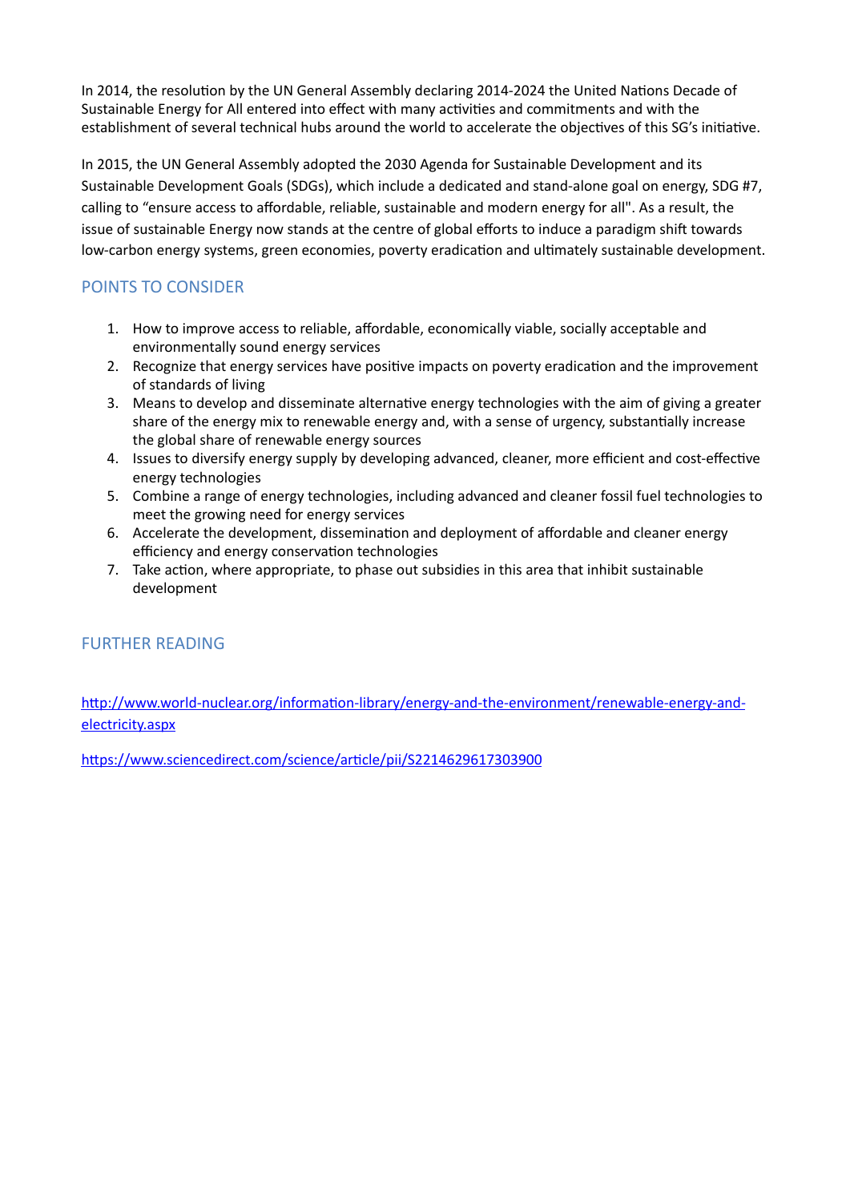In 2014, the resolution by the UN General Assembly declaring 2014-2024 the United Nations Decade of Sustainable Energy for All entered into effect with many activities and commitments and with the establishment of several technical hubs around the world to accelerate the objectives of this SG's initiative.

In 2015, the UN General Assembly adopted the 2030 Agenda for Sustainable Development and its Sustainable Development Goals (SDGs), which include a dedicated and stand-alone goal on energy, SDG #7, calling to "ensure access to affordable, reliable, sustainable and modern energy for all". As a result, the issue of sustainable Energy now stands at the centre of global efforts to induce a paradigm shift towards low-carbon energy systems, green economies, poverty eradication and ultimately sustainable development.

## POINTS TO CONSIDER

1. How to improve access to reliable, affordable, economically viable, socially acceptable and environmentally sound energy services
2. Recognize that energy services have positive impacts on poverty eradication and the improvement of standards of living
3. Means to develop and disseminate alternative energy technologies with the aim of giving a greater share of the energy mix to renewable energy and, with a sense of urgency, substantially increase the global share of renewable energy sources
4. Issues to diversify energy supply by developing advanced, cleaner, more efficient and cost-effective energy technologies
5. Combine a range of energy technologies, including advanced and cleaner fossil fuel technologies to meet the growing need for energy services
6. Accelerate the development, dissemination and deployment of affordable and cleaner energy efficiency and energy conservation technologies
7. Take action, where appropriate, to phase out subsidies in this area that inhibit sustainable development

## FURTHER READING

http://www.world-nuclear.org/information-library/energy-and-the-environment/renewable-energy-and-electricity.aspx

https://www.sciencedirect.com/science/article/pii/S2214629617303900